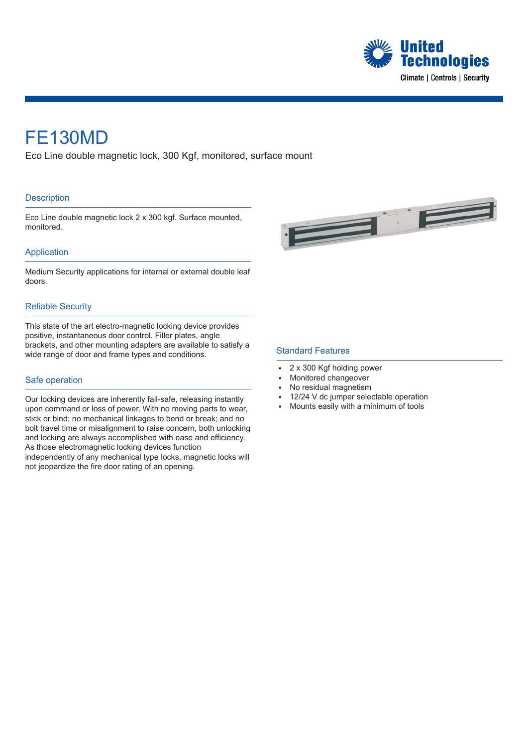# FE130MD

Eco Line double magnetic lock, 300 Kgf, monitored, surface mount

## Description

Eco Line double magnetic lock 2 x 300 kgf. Surface mounted, monitored.

## Application

Medium Security applications for internal or external double leaf doors.

## Reliable Security

This state of the art electro-magnetic locking device provides positive, instantaneous door control. Filler plates, angle brackets, and other mounting adapters are available to satisfy a wide range of door and frame types and conditions.

## Safe operation

Our locking devices are inherently fail-safe, releasing instantly upon command or loss of power. With no moving parts to wear, stick or bind; no mechanical linkages to bend or break; and no bolt travel time or misalignment to raise concern, both unlocking and locking are always accomplished with ease and efficiency. As those electromagnetic locking devices function independently of any mechanical type locks, magnetic locks will not jeopardize the fire door rating of an opening.

## Standard Features

- 2 x 300 Kgf holding power
- Monitored changeover
- No residual magnetism
- 12/24 V dc jumper selectable operation
- Mounts easily with a minimum of tools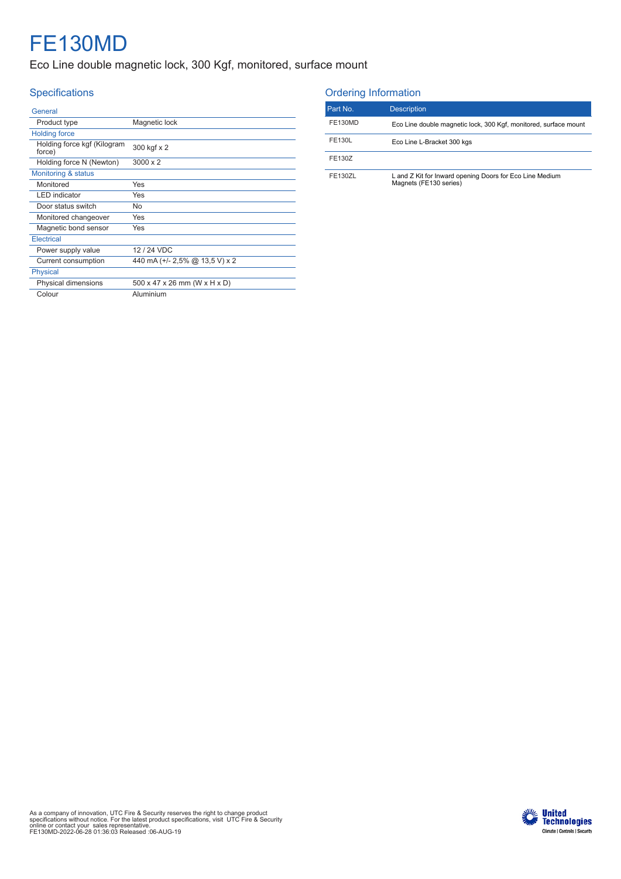# FE130MD

Eco Line double magnetic lock, 300 Kgf, monitored, surface mount

## Specifications

| | |
|---|---|
| **General** | |
| Product type | Magnetic lock |
| **Holding force** | |
| Holding force kgf (Kilogram force) | 300 kgf x 2 |
| Holding force N (Newton) | 3000 x 2 |
| **Monitoring & status** | |
| Monitored | Yes |
| LED indicator | Yes |
| Door status switch | No |
| Monitored changeover | Yes |
| Magnetic bond sensor | Yes |
| **Electrical** | |
| Power supply value | 12 / 24 VDC |
| Current consumption | 440 mA (+/- 2,5% @ 13,5 V) x 2 |
| **Physical** | |
| Physical dimensions | 500 x 47 x 26 mm (W x H x D) |
| Colour | Aluminium |

## Ordering Information

| Part No. | Description |
|---|---|
| FE130MD | Eco Line double magnetic lock, 300 Kgf, monitored, surface mount |
| FE130L | Eco Line L-Bracket 300 kgs |
| FE130Z | |
| FE130ZL | L and Z Kit for Inward opening Doors for Eco Line Medium Magnets (FE130 series) |

As a company of innovation, UTC Fire & Security reserves the right to change product specifications without notice. For the latest product specifications, visit UTC Fire & Security online or contact your sales representative.
FE130MD-2022-06-28 01:36:03 Released :06-AUG-19

United Technologies
Climate | Controls | Security